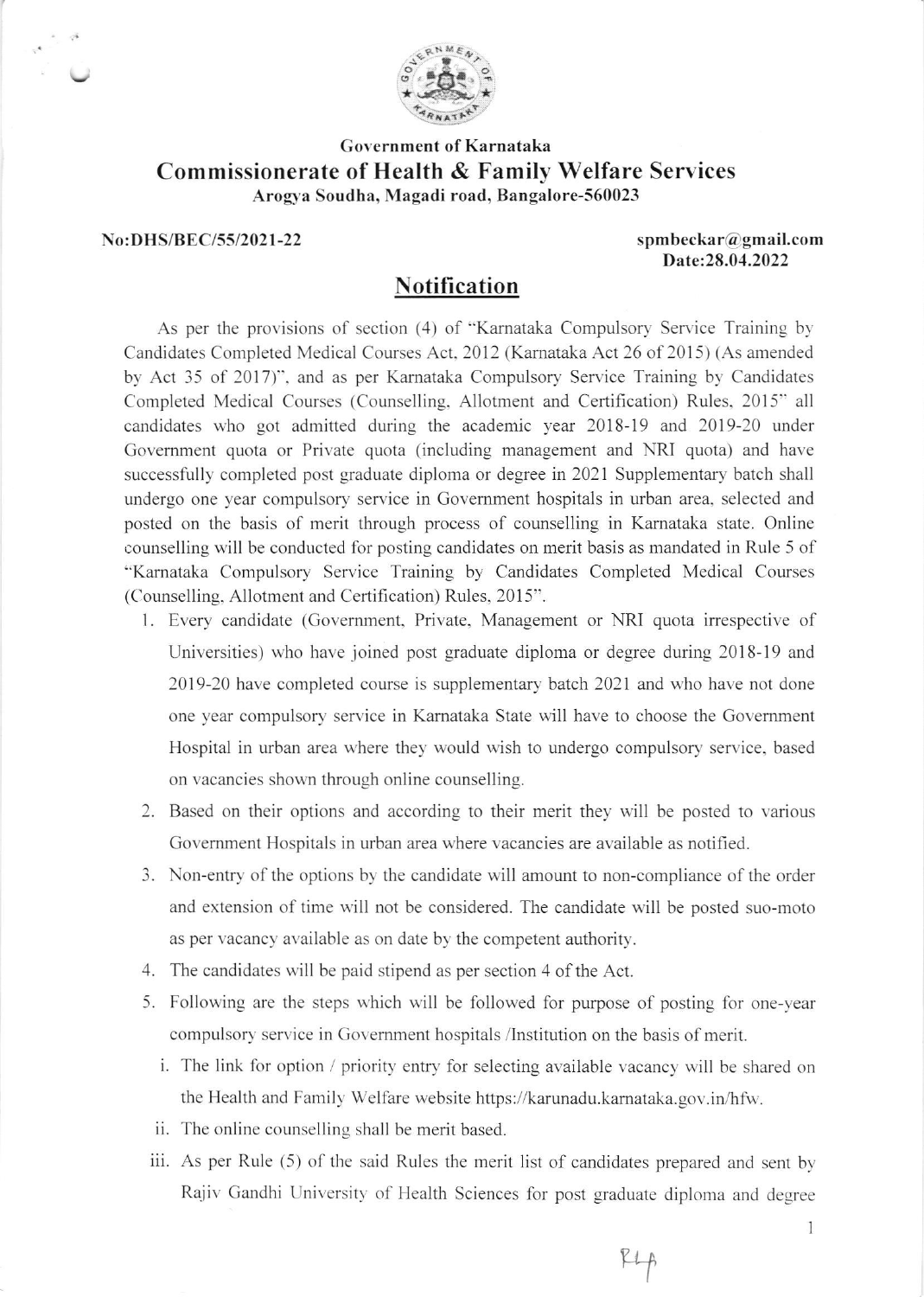# Government of Karnataka

## Commissionerate of Health & Family Welfare Services

**Arogya Soudha, Magadi road, Bangalore-560023**

**No:DHS/BEC/55/2021-22** | **spmbeckar@gmail.com**
**Date:28.04.2022**

## Notification

As per the provisions of section (4) of "Karnataka Compulsory Service Training by Candidates Completed Medical Courses Act, 2012 (Karnataka Act 26 of 2015) (As amended by Act 35 of 2017)", and as per Karnataka Compulsory Service Training by Candidates Completed Medical Courses (Counselling, Allotment and Certification) Rules, 2015" all candidates who got admitted during the academic year 2018-19 and 2019-20 under Government quota or Private quota (including management and NRI quota) and have successfully completed post graduate diploma or degree in 2021 Supplementary batch shall undergo one year compulsory service in Government hospitals in urban area, selected and posted on the basis of merit through process of counselling in Karnataka state. Online counselling will be conducted for posting candidates on merit basis as mandated in Rule 5 of "Karnataka Compulsory Service Training by Candidates Completed Medical Courses (Counselling, Allotment and Certification) Rules, 2015".

1. Every candidate (Government, Private, Management or NRI quota irrespective of Universities) who have joined post graduate diploma or degree during 2018-19 and 2019-20 have completed course is supplementary batch 2021 and who have not done one year compulsory service in Karnataka State will have to choose the Government Hospital in urban area where they would wish to undergo compulsory service, based on vacancies shown through online counselling.
2. Based on their options and according to their merit they will be posted to various Government Hospitals in urban area where vacancies are available as notified.
3. Non-entry of the options by the candidate will amount to non-compliance of the order and extension of time will not be considered. The candidate will be posted suo-moto as per vacancy available as on date by the competent authority.
4. The candidates will be paid stipend as per section 4 of the Act.
5. Following are the steps which will be followed for purpose of posting for one-year compulsory service in Government hospitals /Institution on the basis of merit.
   i. The link for option / priority entry for selecting available vacancy will be shared on the Health and Family Welfare website https://karunadu.karnataka.gov.in/hfw.
   ii. The online counselling shall be merit based.
   iii. As per Rule (5) of the said Rules the merit list of candidates prepared and sent by Rajiv Gandhi University of Health Sciences for post graduate diploma and degree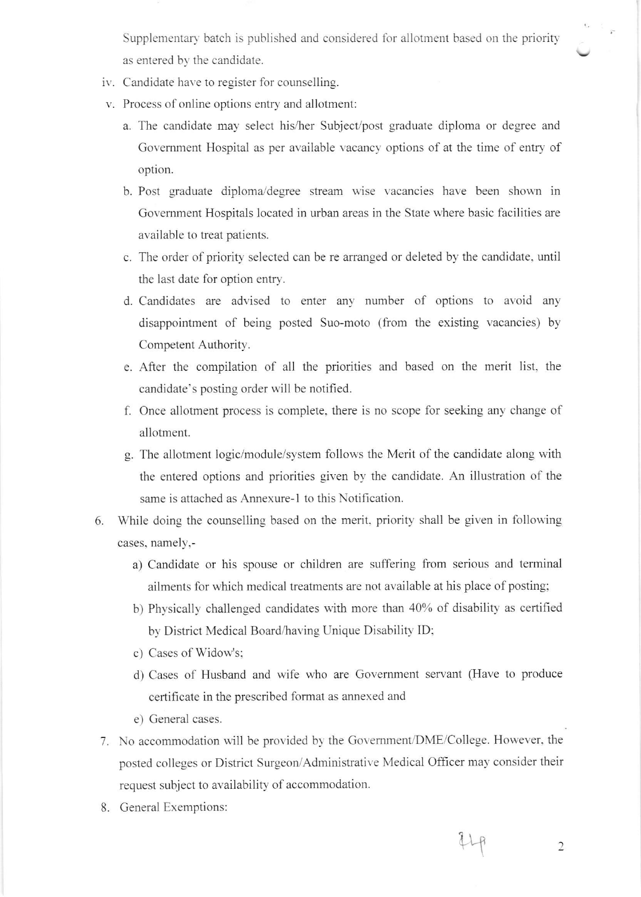Supplementary batch is published and considered for allotment based on the priority as entered by the candidate.

iv. Candidate have to register for counselling.

v. Process of online options entry and allotment:

   a. The candidate may select his/her Subject/post graduate diploma or degree and Government Hospital as per available vacancy options of at the time of entry of option.

   b. Post graduate diploma/degree stream wise vacancies have been shown in Government Hospitals located in urban areas in the State where basic facilities are available to treat patients.

   c. The order of priority selected can be re arranged or deleted by the candidate, until the last date for option entry.

   d. Candidates are advised to enter any number of options to avoid any disappointment of being posted Suo-moto (from the existing vacancies) by Competent Authority.

   e. After the compilation of all the priorities and based on the merit list, the candidate's posting order will be notified.

   f. Once allotment process is complete, there is no scope for seeking any change of allotment.

   g. The allotment logic/module/system follows the Merit of the candidate along with the entered options and priorities given by the candidate. An illustration of the same is attached as Annexure-1 to this Notification.

6. While doing the counselling based on the merit, priority shall be given in following cases, namely,-

   a) Candidate or his spouse or children are suffering from serious and terminal ailments for which medical treatments are not available at his place of posting;

   b) Physically challenged candidates with more than 40% of disability as certified by District Medical Board/having Unique Disability ID;

   c) Cases of Widow's;

   d) Cases of Husband and wife who are Government servant (Have to produce certificate in the prescribed format as annexed and

   e) General cases.

7. No accommodation will be provided by the Government/DME/College. However, the posted colleges or District Surgeon/Administrative Medical Officer may consider their request subject to availability of accommodation.

8. General Exemptions: